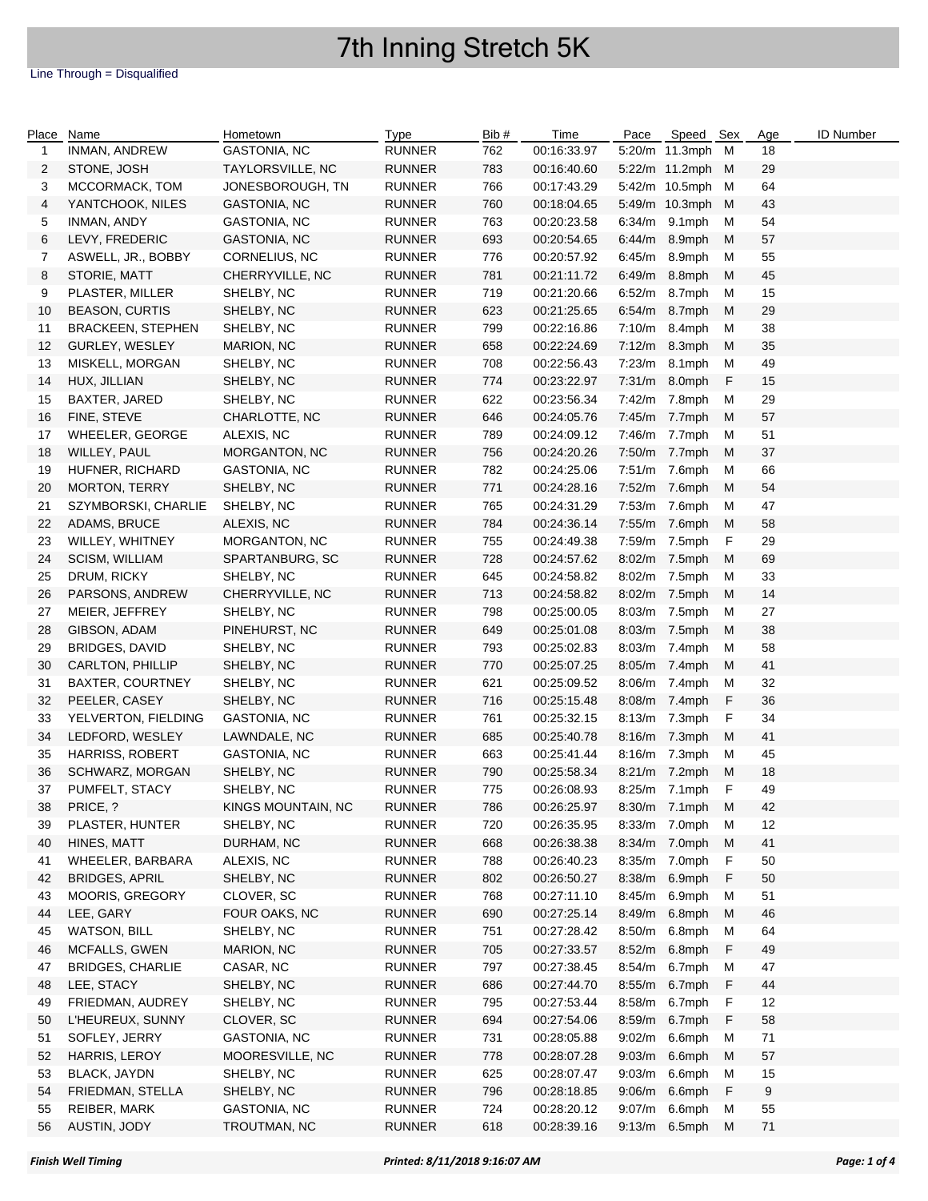# 7th Inning Stretch 5K

Line Through = Disqualified

| Place | Name | Hometown | Type | Bib # | Time | Pace | Speed | Sex | Age | ID Number |
|---|---|---|---|---|---|---|---|---|---|---|
| 1 | INMAN, ANDREW | GASTONIA, NC | RUNNER | 762 | 00:16:33.97 | 5:20/m | 11.3mph | M | 18 | |
| 2 | STONE, JOSH | TAYLORSVILLE, NC | RUNNER | 783 | 00:16:40.60 | 5:22/m | 11.2mph | M | 29 | |
| 3 | MCCORMACK, TOM | JONESBOROUGH, TN | RUNNER | 766 | 00:17:43.29 | 5:42/m | 10.5mph | M | 64 | |
| 4 | YANTCHOOK, NILES | GASTONIA, NC | RUNNER | 760 | 00:18:04.65 | 5:49/m | 10.3mph | M | 43 | |
| 5 | INMAN, ANDY | GASTONIA, NC | RUNNER | 763 | 00:20:23.58 | 6:34/m | 9.1mph | M | 54 | |
| 6 | LEVY, FREDERIC | GASTONIA, NC | RUNNER | 693 | 00:20:54.65 | 6:44/m | 8.9mph | M | 57 | |
| 7 | ASWELL, JR., BOBBY | CORNELIUS, NC | RUNNER | 776 | 00:20:57.92 | 6:45/m | 8.9mph | M | 55 | |
| 8 | STORIE, MATT | CHERRYVILLE, NC | RUNNER | 781 | 00:21:11.72 | 6:49/m | 8.8mph | M | 45 | |
| 9 | PLASTER, MILLER | SHELBY, NC | RUNNER | 719 | 00:21:20.66 | 6:52/m | 8.7mph | M | 15 | |
| 10 | BEASON, CURTIS | SHELBY, NC | RUNNER | 623 | 00:21:25.65 | 6:54/m | 8.7mph | M | 29 | |
| 11 | BRACKEEN, STEPHEN | SHELBY, NC | RUNNER | 799 | 00:22:16.86 | 7:10/m | 8.4mph | M | 38 | |
| 12 | GURLEY, WESLEY | MARION, NC | RUNNER | 658 | 00:22:24.69 | 7:12/m | 8.3mph | M | 35 | |
| 13 | MISKELL, MORGAN | SHELBY, NC | RUNNER | 708 | 00:22:56.43 | 7:23/m | 8.1mph | M | 49 | |
| 14 | HUX, JILLIAN | SHELBY, NC | RUNNER | 774 | 00:23:22.97 | 7:31/m | 8.0mph | F | 15 | |
| 15 | BAXTER, JARED | SHELBY, NC | RUNNER | 622 | 00:23:56.34 | 7:42/m | 7.8mph | M | 29 | |
| 16 | FINE, STEVE | CHARLOTTE, NC | RUNNER | 646 | 00:24:05.76 | 7:45/m | 7.7mph | M | 57 | |
| 17 | WHEELER, GEORGE | ALEXIS, NC | RUNNER | 789 | 00:24:09.12 | 7:46/m | 7.7mph | M | 51 | |
| 18 | WILLEY, PAUL | MORGANTON, NC | RUNNER | 756 | 00:24:20.26 | 7:50/m | 7.7mph | M | 37 | |
| 19 | HUFNER, RICHARD | GASTONIA, NC | RUNNER | 782 | 00:24:25.06 | 7:51/m | 7.6mph | M | 66 | |
| 20 | MORTON, TERRY | SHELBY, NC | RUNNER | 771 | 00:24:28.16 | 7:52/m | 7.6mph | M | 54 | |
| 21 | SZYMBORSKI, CHARLIE | SHELBY, NC | RUNNER | 765 | 00:24:31.29 | 7:53/m | 7.6mph | M | 47 | |
| 22 | ADAMS, BRUCE | ALEXIS, NC | RUNNER | 784 | 00:24:36.14 | 7:55/m | 7.6mph | M | 58 | |
| 23 | WILLEY, WHITNEY | MORGANTON, NC | RUNNER | 755 | 00:24:49.38 | 7:59/m | 7.5mph | F | 29 | |
| 24 | SCISM, WILLIAM | SPARTANBURG, SC | RUNNER | 728 | 00:24:57.62 | 8:02/m | 7.5mph | M | 69 | |
| 25 | DRUM, RICKY | SHELBY, NC | RUNNER | 645 | 00:24:58.82 | 8:02/m | 7.5mph | M | 33 | |
| 26 | PARSONS, ANDREW | CHERRYVILLE, NC | RUNNER | 713 | 00:24:58.82 | 8:02/m | 7.5mph | M | 14 | |
| 27 | MEIER, JEFFREY | SHELBY, NC | RUNNER | 798 | 00:25:00.05 | 8:03/m | 7.5mph | M | 27 | |
| 28 | GIBSON, ADAM | PINEHURST, NC | RUNNER | 649 | 00:25:01.08 | 8:03/m | 7.5mph | M | 38 | |
| 29 | BRIDGES, DAVID | SHELBY, NC | RUNNER | 793 | 00:25:02.83 | 8:03/m | 7.4mph | M | 58 | |
| 30 | CARLTON, PHILLIP | SHELBY, NC | RUNNER | 770 | 00:25:07.25 | 8:05/m | 7.4mph | M | 41 | |
| 31 | BAXTER, COURTNEY | SHELBY, NC | RUNNER | 621 | 00:25:09.52 | 8:06/m | 7.4mph | M | 32 | |
| 32 | PEELER, CASEY | SHELBY, NC | RUNNER | 716 | 00:25:15.48 | 8:08/m | 7.4mph | F | 36 | |
| 33 | YELVERTON, FIELDING | GASTONIA, NC | RUNNER | 761 | 00:25:32.15 | 8:13/m | 7.3mph | F | 34 | |
| 34 | LEDFORD, WESLEY | LAWNDALE, NC | RUNNER | 685 | 00:25:40.78 | 8:16/m | 7.3mph | M | 41 | |
| 35 | HARRISS, ROBERT | GASTONIA, NC | RUNNER | 663 | 00:25:41.44 | 8:16/m | 7.3mph | M | 45 | |
| 36 | SCHWARZ, MORGAN | SHELBY, NC | RUNNER | 790 | 00:25:58.34 | 8:21/m | 7.2mph | M | 18 | |
| 37 | PUMFELT, STACY | SHELBY, NC | RUNNER | 775 | 00:26:08.93 | 8:25/m | 7.1mph | F | 49 | |
| 38 | PRICE, ? | KINGS MOUNTAIN, NC | RUNNER | 786 | 00:26:25.97 | 8:30/m | 7.1mph | M | 42 | |
| 39 | PLASTER, HUNTER | SHELBY, NC | RUNNER | 720 | 00:26:35.95 | 8:33/m | 7.0mph | M | 12 | |
| 40 | HINES, MATT | DURHAM, NC | RUNNER | 668 | 00:26:38.38 | 8:34/m | 7.0mph | M | 41 | |
| 41 | WHEELER, BARBARA | ALEXIS, NC | RUNNER | 788 | 00:26:40.23 | 8:35/m | 7.0mph | F | 50 | |
| 42 | BRIDGES, APRIL | SHELBY, NC | RUNNER | 802 | 00:26:50.27 | 8:38/m | 6.9mph | F | 50 | |
| 43 | MOORIS, GREGORY | CLOVER, SC | RUNNER | 768 | 00:27:11.10 | 8:45/m | 6.9mph | M | 51 | |
| 44 | LEE, GARY | FOUR OAKS, NC | RUNNER | 690 | 00:27:25.14 | 8:49/m | 6.8mph | M | 46 | |
| 45 | WATSON, BILL | SHELBY, NC | RUNNER | 751 | 00:27:28.42 | 8:50/m | 6.8mph | M | 64 | |
| 46 | MCFALLS, GWEN | MARION, NC | RUNNER | 705 | 00:27:33.57 | 8:52/m | 6.8mph | F | 49 | |
| 47 | BRIDGES, CHARLIE | CASAR, NC | RUNNER | 797 | 00:27:38.45 | 8:54/m | 6.7mph | M | 47 | |
| 48 | LEE, STACY | SHELBY, NC | RUNNER | 686 | 00:27:44.70 | 8:55/m | 6.7mph | F | 44 | |
| 49 | FRIEDMAN, AUDREY | SHELBY, NC | RUNNER | 795 | 00:27:53.44 | 8:58/m | 6.7mph | F | 12 | |
| 50 | L'HEUREUX, SUNNY | CLOVER, SC | RUNNER | 694 | 00:27:54.06 | 8:59/m | 6.7mph | F | 58 | |
| 51 | SOFLEY, JERRY | GASTONIA, NC | RUNNER | 731 | 00:28:05.88 | 9:02/m | 6.6mph | M | 71 | |
| 52 | HARRIS, LEROY | MOORESVILLE, NC | RUNNER | 778 | 00:28:07.28 | 9:03/m | 6.6mph | M | 57 | |
| 53 | BLACK, JAYDN | SHELBY, NC | RUNNER | 625 | 00:28:07.47 | 9:03/m | 6.6mph | M | 15 | |
| 54 | FRIEDMAN, STELLA | SHELBY, NC | RUNNER | 796 | 00:28:18.85 | 9:06/m | 6.6mph | F | 9 | |
| 55 | REIBER, MARK | GASTONIA, NC | RUNNER | 724 | 00:28:20.12 | 9:07/m | 6.6mph | M | 55 | |
| 56 | AUSTIN, JODY | TROUTMAN, NC | RUNNER | 618 | 00:28:39.16 | 9:13/m | 6.5mph | M | 71 | |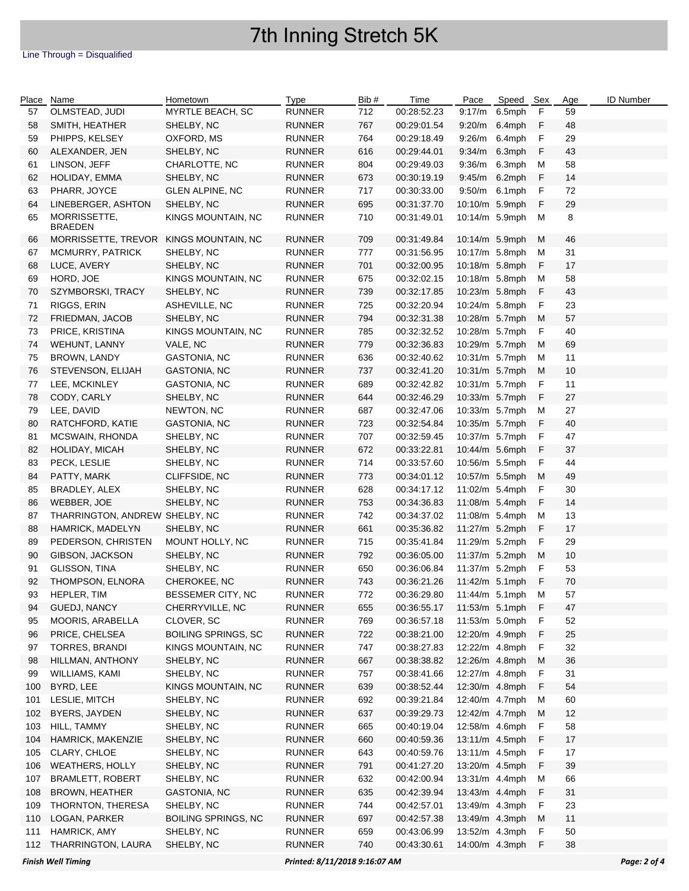# 7th Inning Stretch 5K

Line Through = Disqualified

| Place | Name | Hometown | Type | Bib # | Time | Pace | Speed | Sex | Age | ID Number |
|---|---|---|---|---|---|---|---|---|---|---|
| 57 | OLMSTEAD, JUDI | MYRTLE BEACH, SC | RUNNER | 712 | 00:28:52.23 | 9:17/m | 6.5mph | F | 59 | |
| 58 | SMITH, HEATHER | SHELBY, NC | RUNNER | 767 | 00:29:01.54 | 9:20/m | 6.4mph | F | 48 | |
| 59 | PHIPPS, KELSEY | OXFORD, MS | RUNNER | 764 | 00:29:18.49 | 9:26/m | 6.4mph | F | 29 | |
| 60 | ALEXANDER, JEN | SHELBY, NC | RUNNER | 616 | 00:29:44.01 | 9:34/m | 6.3mph | F | 43 | |
| 61 | LINSON, JEFF | CHARLOTTE, NC | RUNNER | 804 | 00:29:49.03 | 9:36/m | 6.3mph | M | 58 | |
| 62 | HOLIDAY, EMMA | SHELBY, NC | RUNNER | 673 | 00:30:19.19 | 9:45/m | 6.2mph | F | 14 | |
| 63 | PHARR, JOYCE | GLEN ALPINE, NC | RUNNER | 717 | 00:30:33.00 | 9:50/m | 6.1mph | F | 72 | |
| 64 | LINEBERGER, ASHTON | SHELBY, NC | RUNNER | 695 | 00:31:37.70 | 10:10/m | 5.9mph | F | 29 | |
| 65 | MORRISSETTE, BRAEDEN | KINGS MOUNTAIN, NC | RUNNER | 710 | 00:31:49.01 | 10:14/m | 5.9mph | M | 8 | |
| 66 | MORRISSETTE, TREVOR | KINGS MOUNTAIN, NC | RUNNER | 709 | 00:31:49.84 | 10:14/m | 5.9mph | M | 46 | |
| 67 | MCMURRY, PATRICK | SHELBY, NC | RUNNER | 777 | 00:31:56.95 | 10:17/m | 5.8mph | M | 31 | |
| 68 | LUCE, AVERY | SHELBY, NC | RUNNER | 701 | 00:32:00.95 | 10:18/m | 5.8mph | F | 17 | |
| 69 | HORD, JOE | KINGS MOUNTAIN, NC | RUNNER | 675 | 00:32:02.15 | 10:18/m | 5.8mph | M | 58 | |
| 70 | SZYMBORSKI, TRACY | SHELBY, NC | RUNNER | 739 | 00:32:17.85 | 10:23/m | 5.8mph | F | 43 | |
| 71 | RIGGS, ERIN | ASHEVILLE, NC | RUNNER | 725 | 00:32:20.94 | 10:24/m | 5.8mph | F | 23 | |
| 72 | FRIEDMAN, JACOB | SHELBY, NC | RUNNER | 794 | 00:32:31.38 | 10:28/m | 5.7mph | M | 57 | |
| 73 | PRICE, KRISTINA | KINGS MOUNTAIN, NC | RUNNER | 785 | 00:32:32.52 | 10:28/m | 5.7mph | F | 40 | |
| 74 | WEHUNT, LANNY | VALE, NC | RUNNER | 779 | 00:32:36.83 | 10:29/m | 5.7mph | M | 69 | |
| 75 | BROWN, LANDY | GASTONIA, NC | RUNNER | 636 | 00:32:40.62 | 10:31/m | 5.7mph | M | 11 | |
| 76 | STEVENSON, ELIJAH | GASTONIA, NC | RUNNER | 737 | 00:32:41.20 | 10:31/m | 5.7mph | M | 10 | |
| 77 | LEE, MCKINLEY | GASTONIA, NC | RUNNER | 689 | 00:32:42.82 | 10:31/m | 5.7mph | F | 11 | |
| 78 | CODY, CARLY | SHELBY, NC | RUNNER | 644 | 00:32:46.29 | 10:33/m | 5.7mph | F | 27 | |
| 79 | LEE, DAVID | NEWTON, NC | RUNNER | 687 | 00:32:47.06 | 10:33/m | 5.7mph | M | 27 | |
| 80 | RATCHFORD, KATIE | GASTONIA, NC | RUNNER | 723 | 00:32:54.84 | 10:35/m | 5.7mph | F | 40 | |
| 81 | MCSWAIN, RHONDA | SHELBY, NC | RUNNER | 707 | 00:32:59.45 | 10:37/m | 5.7mph | F | 47 | |
| 82 | HOLIDAY, MICAH | SHELBY, NC | RUNNER | 672 | 00:33:22.81 | 10:44/m | 5.6mph | F | 37 | |
| 83 | PECK, LESLIE | SHELBY, NC | RUNNER | 714 | 00:33:57.60 | 10:56/m | 5.5mph | F | 44 | |
| 84 | PATTY, MARK | CLIFFSIDE, NC | RUNNER | 773 | 00:34:01.12 | 10:57/m | 5.5mph | M | 49 | |
| 85 | BRADLEY, ALEX | SHELBY, NC | RUNNER | 628 | 00:34:17.12 | 11:02/m | 5.4mph | F | 30 | |
| 86 | WEBBER, JOE | SHELBY, NC | RUNNER | 753 | 00:34:36.83 | 11:08/m | 5.4mph | F | 14 | |
| 87 | THARRINGTON, ANDREW | SHELBY, NC | RUNNER | 742 | 00:34:37.02 | 11:08/m | 5.4mph | M | 13 | |
| 88 | HAMRICK, MADELYN | SHELBY, NC | RUNNER | 661 | 00:35:36.82 | 11:27/m | 5.2mph | F | 17 | |
| 89 | PEDERSON, CHRISTEN | MOUNT HOLLY, NC | RUNNER | 715 | 00:35:41.84 | 11:29/m | 5.2mph | F | 29 | |
| 90 | GIBSON, JACKSON | SHELBY, NC | RUNNER | 792 | 00:36:05.00 | 11:37/m | 5.2mph | M | 10 | |
| 91 | GLISSON, TINA | SHELBY, NC | RUNNER | 650 | 00:36:06.84 | 11:37/m | 5.2mph | F | 53 | |
| 92 | THOMPSON, ELNORA | CHEROKEE, NC | RUNNER | 743 | 00:36:21.26 | 11:42/m | 5.1mph | F | 70 | |
| 93 | HEPLER, TIM | BESSEMER CITY, NC | RUNNER | 772 | 00:36:29.80 | 11:44/m | 5.1mph | M | 57 | |
| 94 | GUEDJ, NANCY | CHERRYVILLE, NC | RUNNER | 655 | 00:36:55.17 | 11:53/m | 5.1mph | F | 47 | |
| 95 | MOORIS, ARABELLA | CLOVER, SC | RUNNER | 769 | 00:36:57.18 | 11:53/m | 5.0mph | F | 52 | |
| 96 | PRICE, CHELSEA | BOILING SPRINGS, SC | RUNNER | 722 | 00:38:21.00 | 12:20/m | 4.9mph | F | 25 | |
| 97 | TORRES, BRANDI | KINGS MOUNTAIN, NC | RUNNER | 747 | 00:38:27.83 | 12:22/m | 4.8mph | F | 32 | |
| 98 | HILLMAN, ANTHONY | SHELBY, NC | RUNNER | 667 | 00:38:38.82 | 12:26/m | 4.8mph | M | 36 | |
| 99 | WILLIAMS, KAMI | SHELBY, NC | RUNNER | 757 | 00:38:41.66 | 12:27/m | 4.8mph | F | 31 | |
| 100 | BYRD, LEE | KINGS MOUNTAIN, NC | RUNNER | 639 | 00:38:52.44 | 12:30/m | 4.8mph | F | 54 | |
| 101 | LESLIE, MITCH | SHELBY, NC | RUNNER | 692 | 00:39:21.84 | 12:40/m | 4.7mph | M | 60 | |
| 102 | BYERS, JAYDEN | SHELBY, NC | RUNNER | 637 | 00:39:29.73 | 12:42/m | 4.7mph | M | 12 | |
| 103 | HILL, TAMMY | SHELBY, NC | RUNNER | 665 | 00:40:19.04 | 12:58/m | 4.6mph | F | 58 | |
| 104 | HAMRICK, MAKENZIE | SHELBY, NC | RUNNER | 660 | 00:40:59.36 | 13:11/m | 4.5mph | F | 17 | |
| 105 | CLARY, CHLOE | SHELBY, NC | RUNNER | 643 | 00:40:59.76 | 13:11/m | 4.5mph | F | 17 | |
| 106 | WEATHERS, HOLLY | SHELBY, NC | RUNNER | 791 | 00:41:27.20 | 13:20/m | 4.5mph | F | 39 | |
| 107 | BRAMLETT, ROBERT | SHELBY, NC | RUNNER | 632 | 00:42:00.94 | 13:31/m | 4.4mph | M | 66 | |
| 108 | BROWN, HEATHER | GASTONIA, NC | RUNNER | 635 | 00:42:39.94 | 13:43/m | 4.4mph | F | 31 | |
| 109 | THORNTON, THERESA | SHELBY, NC | RUNNER | 744 | 00:42:57.01 | 13:49/m | 4.3mph | F | 23 | |
| 110 | LOGAN, PARKER | BOILING SPRINGS, NC | RUNNER | 697 | 00:42:57.38 | 13:49/m | 4.3mph | M | 11 | |
| 111 | HAMRICK, AMY | SHELBY, NC | RUNNER | 659 | 00:43:06.99 | 13:52/m | 4.3mph | F | 50 | |
| 112 | THARRINGTON, LAURA | SHELBY, NC | RUNNER | 740 | 00:43:30.61 | 14:00/m | 4.3mph | F | 38 | |

*Finish Well Timing* — *Printed: 8/11/2018 9:16:07 AM*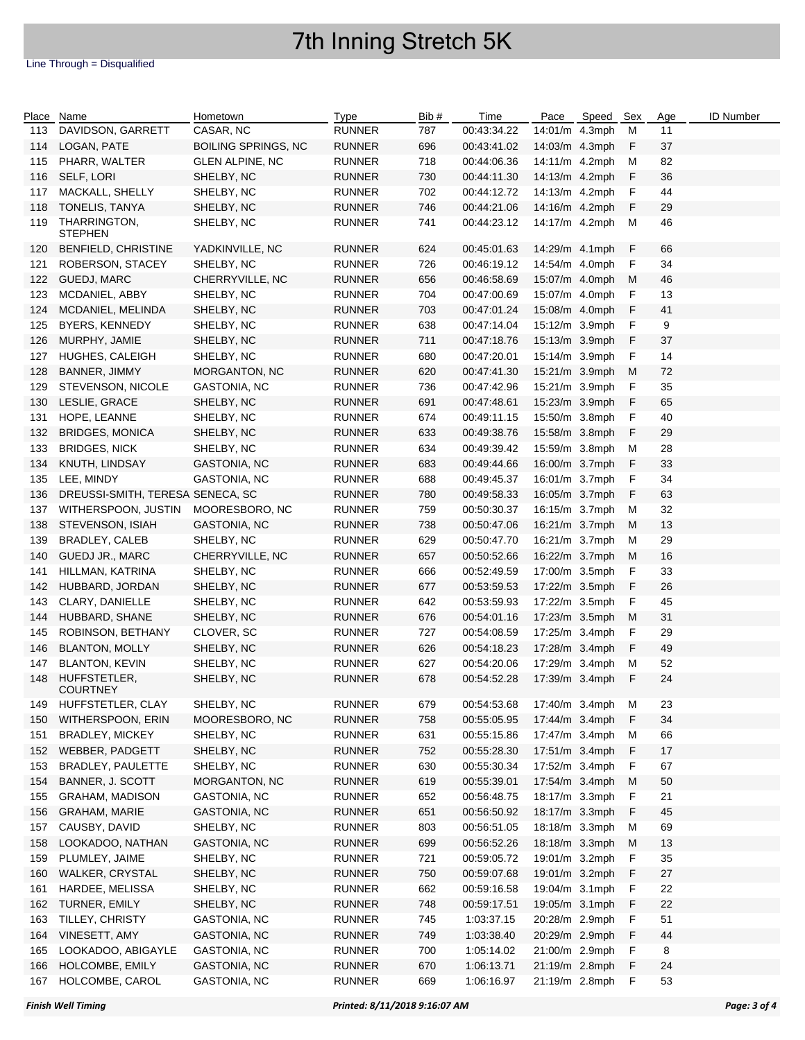# 7th Inning Stretch 5K

Line Through = Disqualified

| Place | Name | Hometown | Type | Bib # | Time | Pace | Speed | Sex | Age | ID Number |
|---|---|---|---|---|---|---|---|---|---|---|
| 113 | DAVIDSON, GARRETT | CASAR, NC | RUNNER | 787 | 00:43:34.22 | 14:01/m | 4.3mph | M | 11 | |
| 114 | LOGAN, PATE | BOILING SPRINGS, NC | RUNNER | 696 | 00:43:41.02 | 14:03/m | 4.3mph | F | 37 | |
| 115 | PHARR, WALTER | GLEN ALPINE, NC | RUNNER | 718 | 00:44:06.36 | 14:11/m | 4.2mph | M | 82 | |
| 116 | SELF, LORI | SHELBY, NC | RUNNER | 730 | 00:44:11.30 | 14:13/m | 4.2mph | F | 36 | |
| 117 | MACKALL, SHELLY | SHELBY, NC | RUNNER | 702 | 00:44:12.72 | 14:13/m | 4.2mph | F | 44 | |
| 118 | TONELIS, TANYA | SHELBY, NC | RUNNER | 746 | 00:44:21.06 | 14:16/m | 4.2mph | F | 29 | |
| 119 | THARRINGTON, STEPHEN | SHELBY, NC | RUNNER | 741 | 00:44:23.12 | 14:17/m | 4.2mph | M | 46 | |
| 120 | BENFIELD, CHRISTINE | YADKINVILLE, NC | RUNNER | 624 | 00:45:01.63 | 14:29/m | 4.1mph | F | 66 | |
| 121 | ROBERSON, STACEY | SHELBY, NC | RUNNER | 726 | 00:46:19.12 | 14:54/m | 4.0mph | F | 34 | |
| 122 | GUEDJ, MARC | CHERRYVILLE, NC | RUNNER | 656 | 00:46:58.69 | 15:07/m | 4.0mph | M | 46 | |
| 123 | MCDANIEL, ABBY | SHELBY, NC | RUNNER | 704 | 00:47:00.69 | 15:07/m | 4.0mph | F | 13 | |
| 124 | MCDANIEL, MELINDA | SHELBY, NC | RUNNER | 703 | 00:47:01.24 | 15:08/m | 4.0mph | F | 41 | |
| 125 | BYERS, KENNEDY | SHELBY, NC | RUNNER | 638 | 00:47:14.04 | 15:12/m | 3.9mph | F | 9 | |
| 126 | MURPHY, JAMIE | SHELBY, NC | RUNNER | 711 | 00:47:18.76 | 15:13/m | 3.9mph | F | 37 | |
| 127 | HUGHES, CALEIGH | SHELBY, NC | RUNNER | 680 | 00:47:20.01 | 15:14/m | 3.9mph | F | 14 | |
| 128 | BANNER, JIMMY | MORGANTON, NC | RUNNER | 620 | 00:47:41.30 | 15:21/m | 3.9mph | M | 72 | |
| 129 | STEVENSON, NICOLE | GASTONIA, NC | RUNNER | 736 | 00:47:42.96 | 15:21/m | 3.9mph | F | 35 | |
| 130 | LESLIE, GRACE | SHELBY, NC | RUNNER | 691 | 00:47:48.61 | 15:23/m | 3.9mph | F | 65 | |
| 131 | HOPE, LEANNE | SHELBY, NC | RUNNER | 674 | 00:49:11.15 | 15:50/m | 3.8mph | F | 40 | |
| 132 | BRIDGES, MONICA | SHELBY, NC | RUNNER | 633 | 00:49:38.76 | 15:58/m | 3.8mph | F | 29 | |
| 133 | BRIDGES, NICK | SHELBY, NC | RUNNER | 634 | 00:49:39.42 | 15:59/m | 3.8mph | M | 28 | |
| 134 | KNUTH, LINDSAY | GASTONIA, NC | RUNNER | 683 | 00:49:44.66 | 16:00/m | 3.7mph | F | 33 | |
| 135 | LEE, MINDY | GASTONIA, NC | RUNNER | 688 | 00:49:45.37 | 16:01/m | 3.7mph | F | 34 | |
| 136 | DREUSSI-SMITH, TERESA | SENECA, SC | RUNNER | 780 | 00:49:58.33 | 16:05/m | 3.7mph | F | 63 | |
| 137 | WITHERSPOON, JUSTIN | MOORESBORO, NC | RUNNER | 759 | 00:50:30.37 | 16:15/m | 3.7mph | M | 32 | |
| 138 | STEVENSON, ISIAH | GASTONIA, NC | RUNNER | 738 | 00:50:47.06 | 16:21/m | 3.7mph | M | 13 | |
| 139 | BRADLEY, CALEB | SHELBY, NC | RUNNER | 629 | 00:50:47.70 | 16:21/m | 3.7mph | M | 29 | |
| 140 | GUEDJ JR., MARC | CHERRYVILLE, NC | RUNNER | 657 | 00:50:52.66 | 16:22/m | 3.7mph | M | 16 | |
| 141 | HILLMAN, KATRINA | SHELBY, NC | RUNNER | 666 | 00:52:49.59 | 17:00/m | 3.5mph | F | 33 | |
| 142 | HUBBARD, JORDAN | SHELBY, NC | RUNNER | 677 | 00:53:59.53 | 17:22/m | 3.5mph | F | 26 | |
| 143 | CLARY, DANIELLE | SHELBY, NC | RUNNER | 642 | 00:53:59.93 | 17:22/m | 3.5mph | F | 45 | |
| 144 | HUBBARD, SHANE | SHELBY, NC | RUNNER | 676 | 00:54:01.16 | 17:23/m | 3.5mph | M | 31 | |
| 145 | ROBINSON, BETHANY | CLOVER, SC | RUNNER | 727 | 00:54:08.59 | 17:25/m | 3.4mph | F | 29 | |
| 146 | BLANTON, MOLLY | SHELBY, NC | RUNNER | 626 | 00:54:18.23 | 17:28/m | 3.4mph | F | 49 | |
| 147 | BLANTON, KEVIN | SHELBY, NC | RUNNER | 627 | 00:54:20.06 | 17:29/m | 3.4mph | M | 52 | |
| 148 | HUFFSTETLER, COURTNEY | SHELBY, NC | RUNNER | 678 | 00:54:52.28 | 17:39/m | 3.4mph | F | 24 | |
| 149 | HUFFSTETLER, CLAY | SHELBY, NC | RUNNER | 679 | 00:54:53.68 | 17:40/m | 3.4mph | M | 23 | |
| 150 | WITHERSPOON, ERIN | MOORESBORO, NC | RUNNER | 758 | 00:55:05.95 | 17:44/m | 3.4mph | F | 34 | |
| 151 | BRADLEY, MICKEY | SHELBY, NC | RUNNER | 631 | 00:55:15.86 | 17:47/m | 3.4mph | M | 66 | |
| 152 | WEBBER, PADGETT | SHELBY, NC | RUNNER | 752 | 00:55:28.30 | 17:51/m | 3.4mph | F | 17 | |
| 153 | BRADLEY, PAULETTE | SHELBY, NC | RUNNER | 630 | 00:55:30.34 | 17:52/m | 3.4mph | F | 67 | |
| 154 | BANNER, J. SCOTT | MORGANTON, NC | RUNNER | 619 | 00:55:39.01 | 17:54/m | 3.4mph | M | 50 | |
| 155 | GRAHAM, MADISON | GASTONIA, NC | RUNNER | 652 | 00:56:48.75 | 18:17/m | 3.3mph | F | 21 | |
| 156 | GRAHAM, MARIE | GASTONIA, NC | RUNNER | 651 | 00:56:50.92 | 18:17/m | 3.3mph | F | 45 | |
| 157 | CAUSBY, DAVID | SHELBY, NC | RUNNER | 803 | 00:56:51.05 | 18:18/m | 3.3mph | M | 69 | |
| 158 | LOOKADOO, NATHAN | GASTONIA, NC | RUNNER | 699 | 00:56:52.26 | 18:18/m | 3.3mph | M | 13 | |
| 159 | PLUMLEY, JAIME | SHELBY, NC | RUNNER | 721 | 00:59:05.72 | 19:01/m | 3.2mph | F | 35 | |
| 160 | WALKER, CRYSTAL | SHELBY, NC | RUNNER | 750 | 00:59:07.68 | 19:01/m | 3.2mph | F | 27 | |
| 161 | HARDEE, MELISSA | SHELBY, NC | RUNNER | 662 | 00:59:16.58 | 19:04/m | 3.1mph | F | 22 | |
| 162 | TURNER, EMILY | SHELBY, NC | RUNNER | 748 | 00:59:17.51 | 19:05/m | 3.1mph | F | 22 | |
| 163 | TILLEY, CHRISTY | GASTONIA, NC | RUNNER | 745 | 1:03:37.15 | 20:28/m | 2.9mph | F | 51 | |
| 164 | VINESETT, AMY | GASTONIA, NC | RUNNER | 749 | 1:03:38.40 | 20:29/m | 2.9mph | F | 44 | |
| 165 | LOOKADOO, ABIGAYLE | GASTONIA, NC | RUNNER | 700 | 1:05:14.02 | 21:00/m | 2.9mph | F | 8 | |
| 166 | HOLCOMBE, EMILY | GASTONIA, NC | RUNNER | 670 | 1:06:13.71 | 21:19/m | 2.8mph | F | 24 | |
| 167 | HOLCOMBE, CAROL | GASTONIA, NC | RUNNER | 669 | 1:06:16.97 | 21:19/m | 2.8mph | F | 53 | |

*Finish Well Timing* — *Printed: 8/11/2018 9:16:07 AM*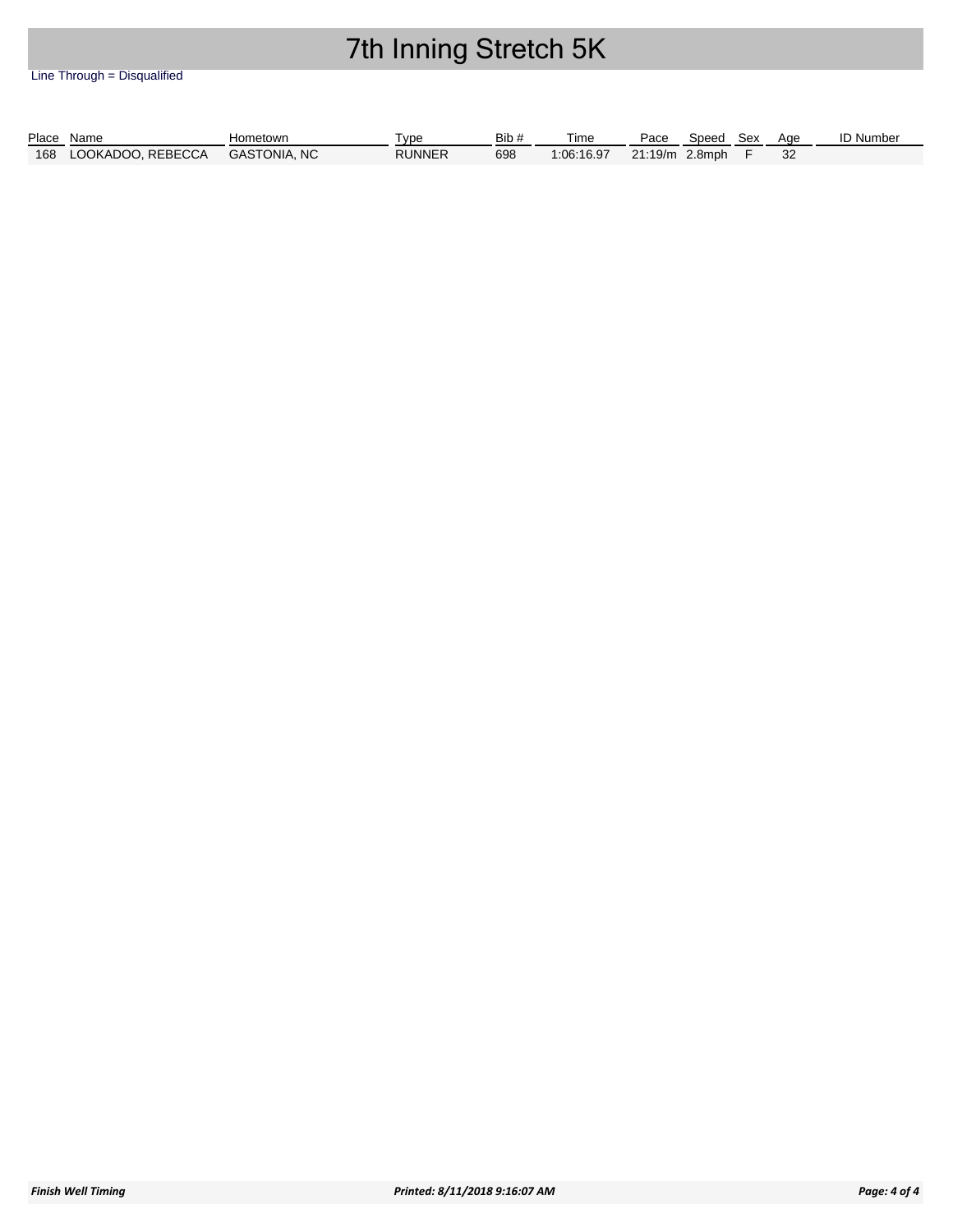# 7th Inning Stretch 5K

Line Through = Disqualified

| Place | Name | Hometown | Type | Bib # | Time | Pace | Speed | Sex | Age | ID Number |
|---|---|---|---|---|---|---|---|---|---|---|
| 168 | LOOKADOO, REBECCA | GASTONIA, NC | RUNNER | 698 | 1:06:16.97 | 21:19/m | 2.8mph | F | 32 | |

*Finish Well Timing* *Printed: 8/11/2018 9:16:07 AM*